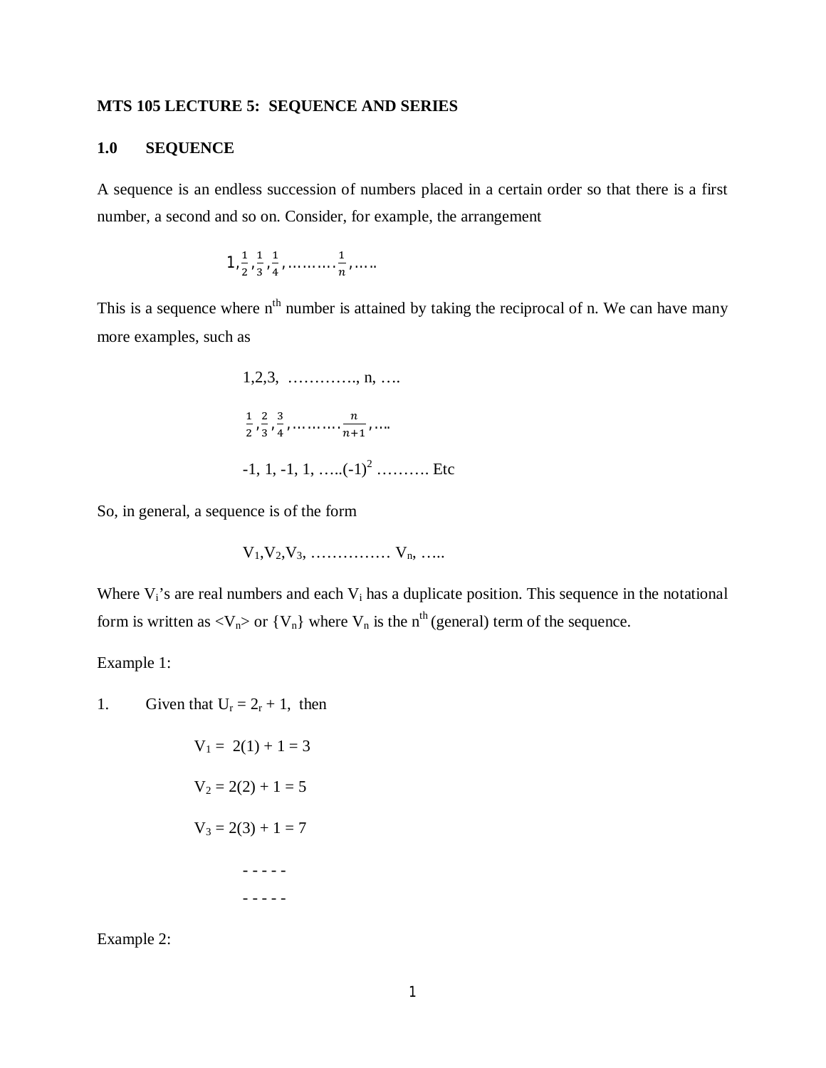**MTS 105 LECTURE 5: SEQUENCE AND SERIES**

## 1.0 SEQUENCE

A sequence is an endless succession of numbers placed in a certain order so that there is a first number, a second and so on. Consider, for example, the arrangement

$$1, \frac{1}{2}, \frac{1}{3}, \frac{1}{4}, \ldots\ldots\ldots \frac{1}{n}, \ldots..$$

This is a sequence where $n^{th}$ number is attained by taking the reciprocal of n. We can have many more examples, such as

$$1, 2, 3, \ \ldots\ldots\ldots\ldots, n, \ldots.$$

$$\frac{1}{2}, \frac{2}{3}, \frac{3}{4}, \ldots\ldots\ldots \frac{n}{n+1}, \ldots.$$

$$-1, 1, -1, 1, \ldots..(-1)^2 \ldots\ldots\ldots \text{Etc}$$

So, in general, a sequence is of the form

$$V_1, V_2, V_3, \ \ldots\ldots\ldots\ldots\ V_n, \ldots..$$

Where $V_i$'s are real numbers and each $V_i$ has a duplicate position. This sequence in the notational form is written as $<V_n>$ or $\{V_n\}$ where $V_n$ is the $n^{th}$ (general) term of the sequence.

Example 1:

1. Given that $U_r = 2_r + 1$, then

$$V_1 = 2(1) + 1 = 3$$

$$V_2 = 2(2) + 1 = 5$$

$$V_3 = 2(3) + 1 = 7$$

- - - - -

- - - - -

Example 2: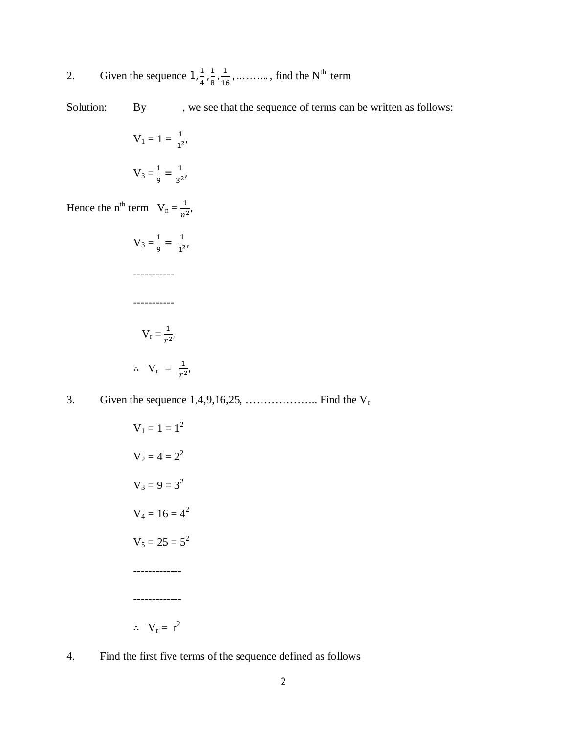2. Given the sequence $1, \frac{1}{4}, \frac{1}{8}, \frac{1}{16}, \ldots\ldots\ldots$, find the $N^{th}$ term

Solution: By , we see that the sequence of terms can be written as follows:

$V_1 = 1 = \frac{1}{1^2}$,

$V_3 = \frac{1}{9} = \frac{1}{3^2}$,

Hence the $n^{th}$ term $V_n = \frac{1}{n^2}$,

$V_3 = \frac{1}{9} = \frac{1}{1^2}$,

-----------

-----------

$V_r = \frac{1}{r^2}$,

$\therefore \; V_r = \frac{1}{r^2}$,

3. Given the sequence 1,4,9,16,25, ……………….. Find the $V_r$

$V_1 = 1 = 1^2$

$V_2 = 4 = 2^2$

$V_3 = 9 = 3^2$

$V_4 = 16 = 4^2$

$V_5 = 25 = 5^2$

-------------

-------------

$\therefore \; V_r = r^2$

4. Find the first five terms of the sequence defined as follows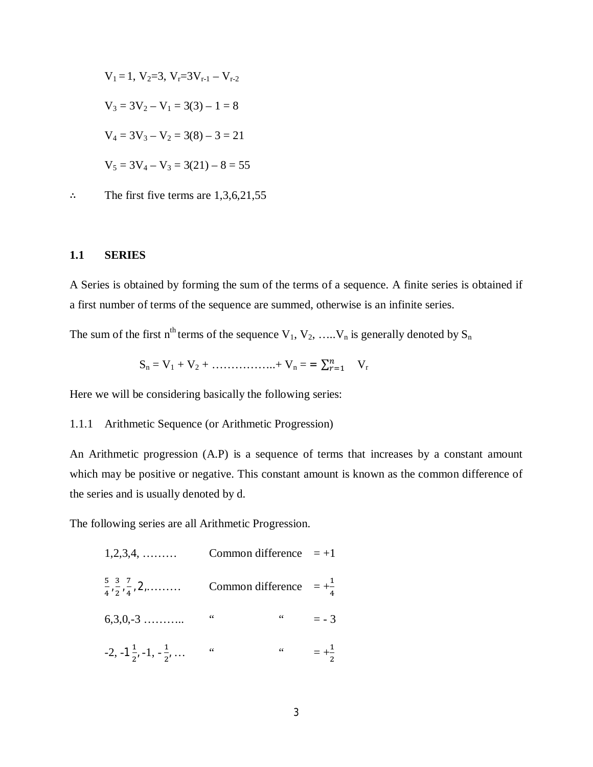$V_1 = 1$, $V_2=3$, $V_r=3V_{r-1} – V_{r-2}$

$V_3 = 3V_2 – V_1 = 3(3) – 1 = 8$

$V_4 = 3V_3 – V_2 = 3(8) – 3 = 21$

$V_5 = 3V_4 – V_3 = 3(21) – 8 = 55$

∴ The first five terms are 1,3,6,21,55

## 1.1 SERIES

A Series is obtained by forming the sum of the terms of a sequence. A finite series is obtained if a first number of terms of the sequence are summed, otherwise is an infinite series.

The sum of the first $n^{th}$ terms of the sequence $V_1$, $V_2$, …..$V_n$ is generally denoted by $S_n$

$$S_n = V_1 + V_2 + \ldots\ldots\ldots\ldots\ldots + V_n = = \sum_{r=1}^{n} V_r$$

Here we will be considering basically the following series:

1.1.1 Arithmetic Sequence (or Arithmetic Progression)

An Arithmetic progression (A.P) is a sequence of terms that increases by a constant amount which may be positive or negative. This constant amount is known as the common difference of the series and is usually denoted by d.

The following series are all Arithmetic Progression.

| | | |
|---|---|---|
| 1,2,3,4, ……… | Common difference | = +1 |
| $\frac{5}{4}, \frac{3}{2}, \frac{7}{4}, 2, \ldots\ldots\ldots$ | Common difference | $= +\frac{1}{4}$ |
| 6,3,0,-3 ……….. | “ “ | = - 3 |
| $-2, -1\frac{1}{2}, -1, -\frac{1}{2}, \ldots$ | “ “ | $= +\frac{1}{2}$ |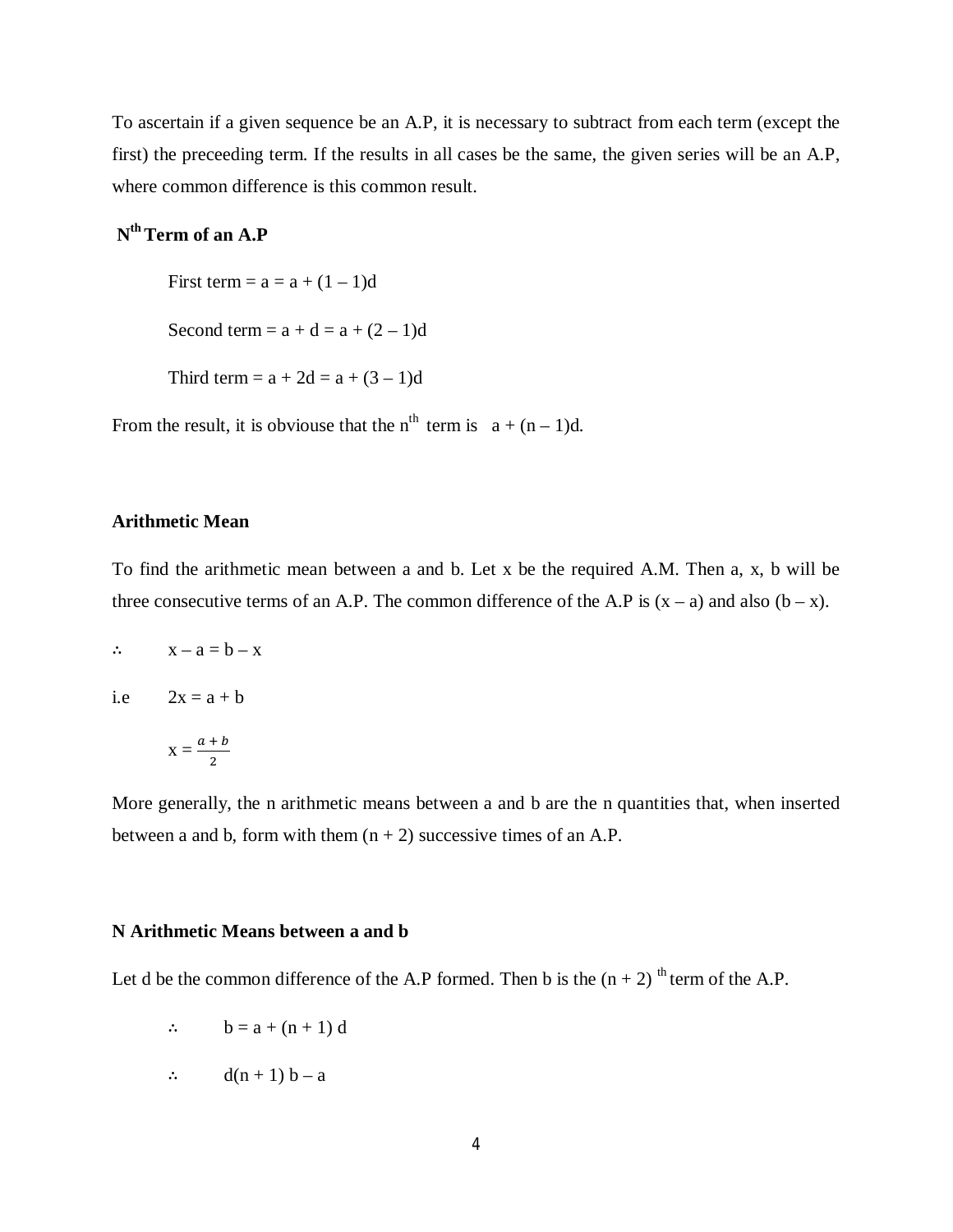To ascertain if a given sequence be an A.P, it is necessary to subtract from each term (except the first) the preceeding term. If the results in all cases be the same, the given series will be an A.P, where common difference is this common result.

## $N^{th}$ Term of an A.P

First term = $a = a + (1 – 1)d$

Second term = $a + d = a + (2 – 1)d$

Third term = $a + 2d = a + (3 – 1)d$

From the result, it is obviouse that the $n^{th}$ term is $a + (n – 1)d$.

## Arithmetic Mean

To find the arithmetic mean between a and b. Let x be the required A.M. Then a, x, b will be three consecutive terms of an A.P. The common difference of the A.P is $(x – a)$ and also $(b – x)$.

$\therefore \quad x – a = b – x$

i.e $\quad 2x = a + b$

$$x = \frac{a + b}{2}$$

More generally, the n arithmetic means between a and b are the n quantities that, when inserted between a and b, form with them $(n + 2)$ successive times of an A.P.

## N Arithmetic Means between a and b

Let d be the common difference of the A.P formed. Then b is the $(n + 2)^{th}$ term of the A.P.

$\therefore \quad b = a + (n + 1) d$

$\therefore \quad d(n + 1) b – a$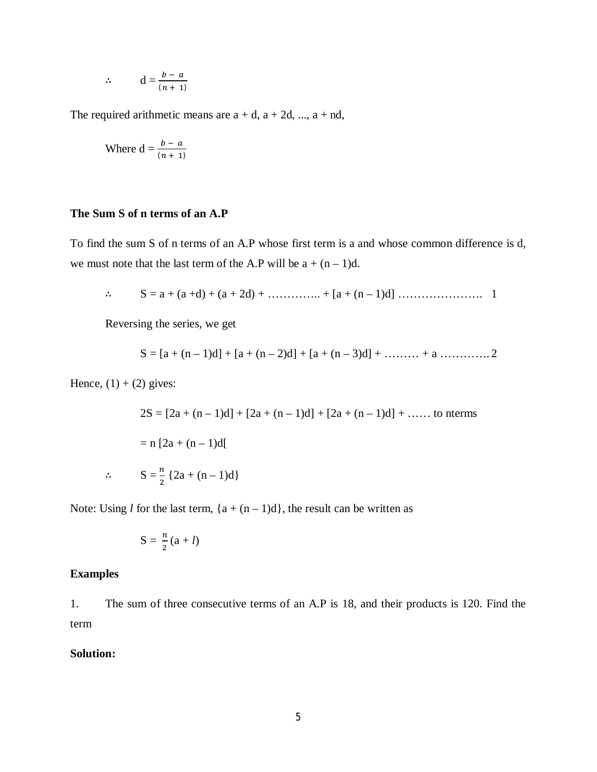$\therefore \quad d = \frac{b - a}{(n + 1)}$

The required arithmetic means are a + d, a + 2d, ..., a + nd,

Where $d = \frac{b - a}{(n + 1)}$

**The Sum S of n terms of an A.P**

To find the sum S of n terms of an A.P whose first term is a and whose common difference is d, we must note that the last term of the A.P will be a + (n – 1)d.

$\therefore \quad S = a + (a + d) + (a + 2d) + \ldots\ldots\ldots\ldots + [a + (n - 1)d] \ldots\ldots\ldots\ldots\ldots\ldots\ldots \quad 1$

Reversing the series, we get

$S = [a + (n - 1)d] + [a + (n - 2)d] + [a + (n - 3)d] + \ldots\ldots\ldots + a \ldots\ldots\ldots\ldots 2$

Hence, (1) + (2) gives:

$2S = [2a + (n - 1)d] + [2a + (n - 1)d] + [2a + (n - 1)d] + \ldots\ldots$ to nterms

$= n\,[2a + (n - 1)d[$

$\therefore \quad S = \frac{n}{2}\,\{2a + (n - 1)d\}$

Note: Using *l* for the last term, {a + (n – 1)d}, the result can be written as

$S = \frac{n}{2}(a + l)$

**Examples**

1. The sum of three consecutive terms of an A.P is 18, and their products is 120. Find the term

**Solution:**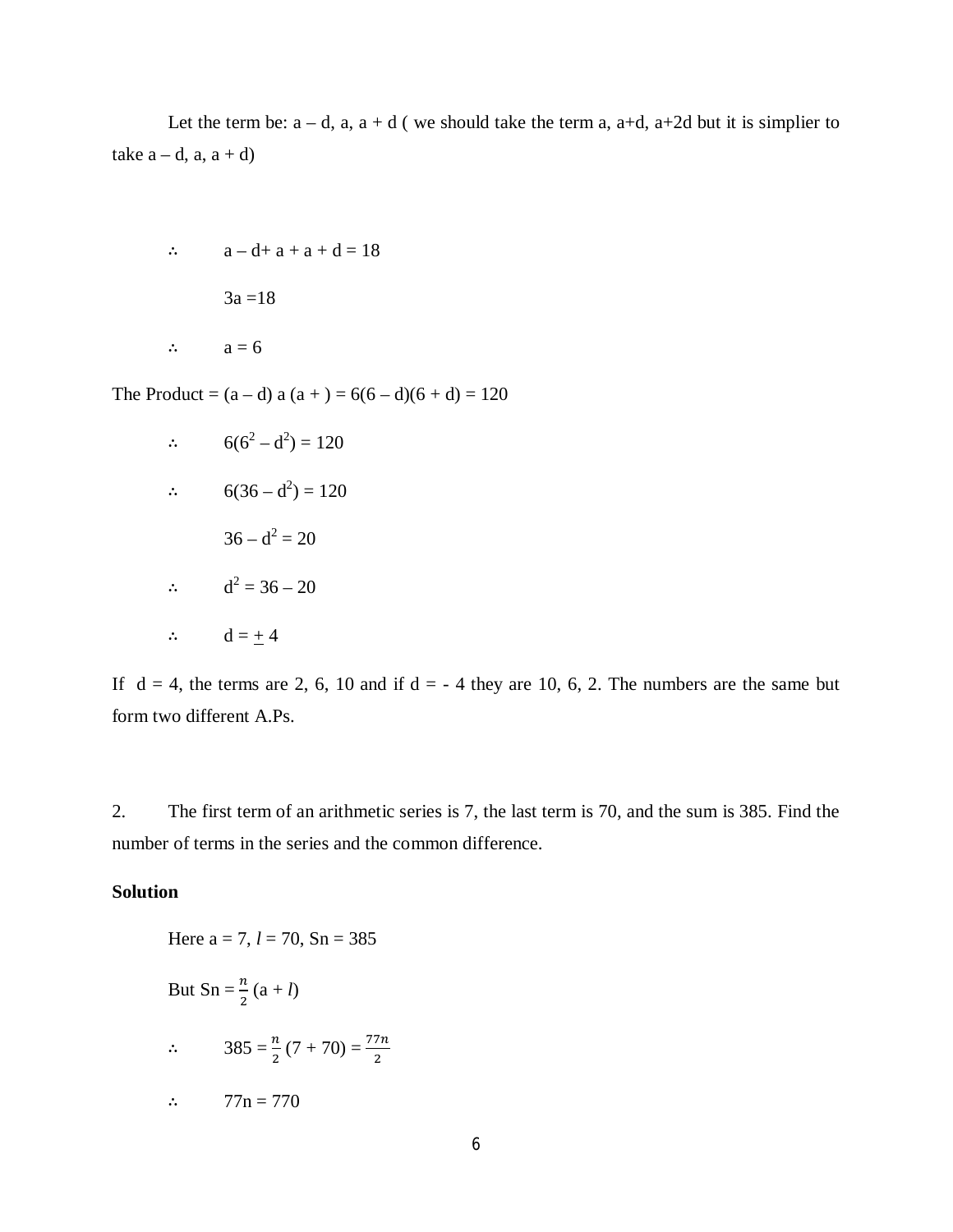Let the term be: $a - d$, $a$, $a + d$ ( we should take the term $a$, $a+d$, $a+2d$ but it is simplier to take $a - d$, $a$, $a + d$)

$\therefore \quad a - d + a + a + d = 18$

$3a = 18$

$\therefore \quad a = 6$

The Product = $(a - d)\, a\, (a + ) = 6(6 - d)(6 + d) = 120$

$\therefore \quad 6(6^2 - d^2) = 120$

$\therefore \quad 6(36 - d^2) = 120$

$36 - d^2 = 20$

$\therefore \quad d^2 = 36 - 20$

$\therefore \quad d = \pm 4$

If $d = 4$, the terms are 2, 6, 10 and if $d = -4$ they are 10, 6, 2. The numbers are the same but form two different A.Ps.

2. The first term of an arithmetic series is 7, the last term is 70, and the sum is 385. Find the number of terms in the series and the common difference.

**Solution**

Here $a = 7$, $l = 70$, $S_n = 385$

But $S_n = \frac{n}{2}(a + l)$

$\therefore \quad 385 = \frac{n}{2}(7 + 70) = \frac{77n}{2}$

$\therefore \quad 77n = 770$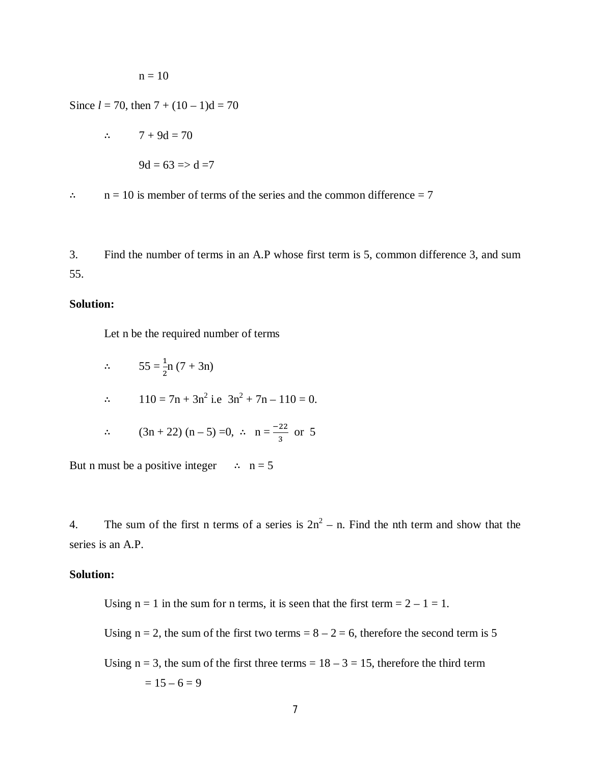$n = 10$

Since $l = 70$, then $7 + (10 - 1)d = 70$

$\therefore \quad 7 + 9d = 70$

$9d = 63 \Rightarrow d = 7$

$\therefore \quad n = 10$ is member of terms of the series and the common difference = 7

3. Find the number of terms in an A.P whose first term is 5, common difference 3, and sum 55.

**Solution:**

Let n be the required number of terms

$\therefore \quad 55 = \frac{1}{2}n\,(7 + 3n)$

$\therefore \quad 110 = 7n + 3n^2$ i.e $3n^2 + 7n - 110 = 0.$

$\therefore \quad (3n + 22)(n - 5) = 0, \ \therefore \ n = \frac{-22}{3}$ or $5$

But n must be a positive integer $\quad \therefore \ n = 5$

4. The sum of the first n terms of a series is $2n^2 - n$. Find the nth term and show that the series is an A.P.

**Solution:**

Using $n = 1$ in the sum for n terms, it is seen that the first term $= 2 - 1 = 1$.

Using $n = 2$, the sum of the first two terms $= 8 - 2 = 6$, therefore the second term is 5

Using $n = 3$, the sum of the first three terms $= 18 - 3 = 15$, therefore the third term $= 15 - 6 = 9$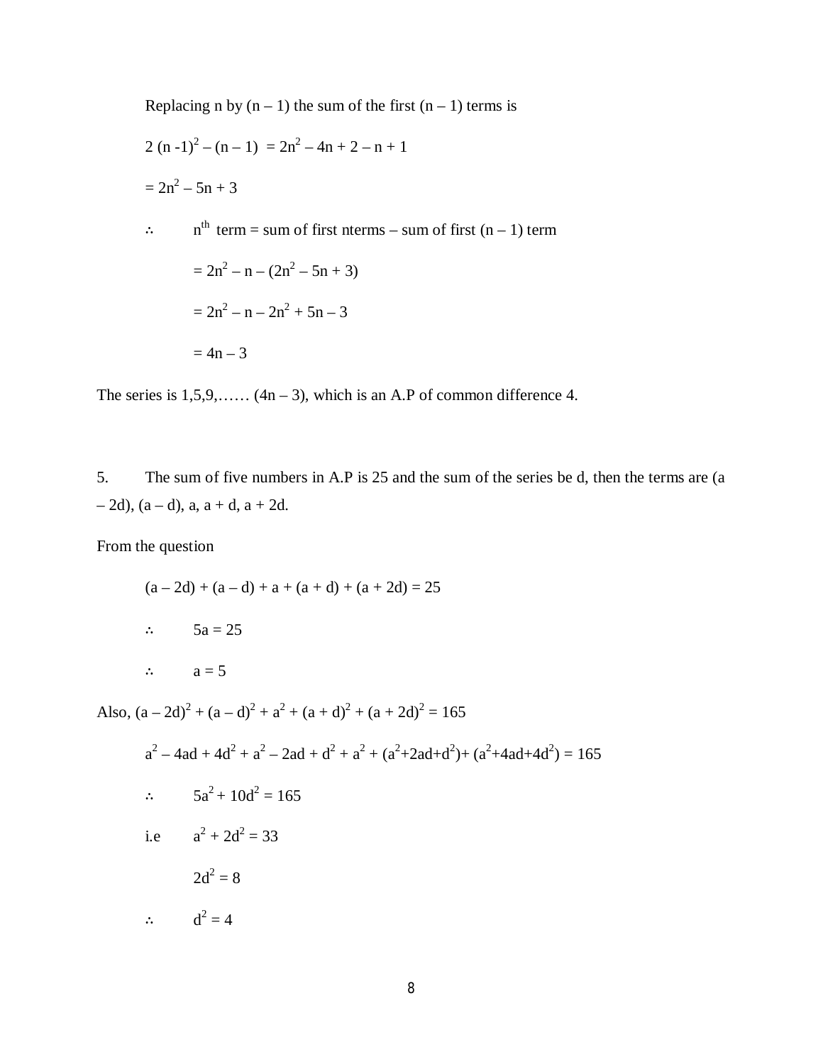Replacing n by $(n – 1)$ the sum of the first $(n – 1)$ terms is

$2(n-1)^2 – (n – 1) = 2n^2 – 4n + 2 – n + 1$

$= 2n^2 – 5n + 3$

$\therefore$ $n^{th}$ term = sum of first nterms – sum of first $(n – 1)$ term

$= 2n^2 – n – (2n^2 – 5n + 3)$

$= 2n^2 – n – 2n^2 + 5n – 3$

$= 4n – 3$

The series is 1,5,9,…… $(4n – 3)$, which is an A.P of common difference 4.

5. The sum of five numbers in A.P is 25 and the sum of the series be d, then the terms are $(a – 2d), (a – d), a, a + d, a + 2d$.

From the question

$(a – 2d) + (a – d) + a + (a + d) + (a + 2d) = 25$

$\therefore$ $5a = 25$

$\therefore$ $a = 5$

Also, $(a – 2d)^2 + (a – d)^2 + a^2 + (a + d)^2 + (a + 2d)^2 = 165$

$a^2 – 4ad + 4d^2 + a^2 – 2ad + d^2 + a^2 + (a^2+2ad+d^2)+ (a^2+4ad+4d^2) = 165$

$\therefore$ $5a^2 + 10d^2 = 165$

i.e $a^2 + 2d^2 = 33$

$2d^2 = 8$

$\therefore$ $d^2 = 4$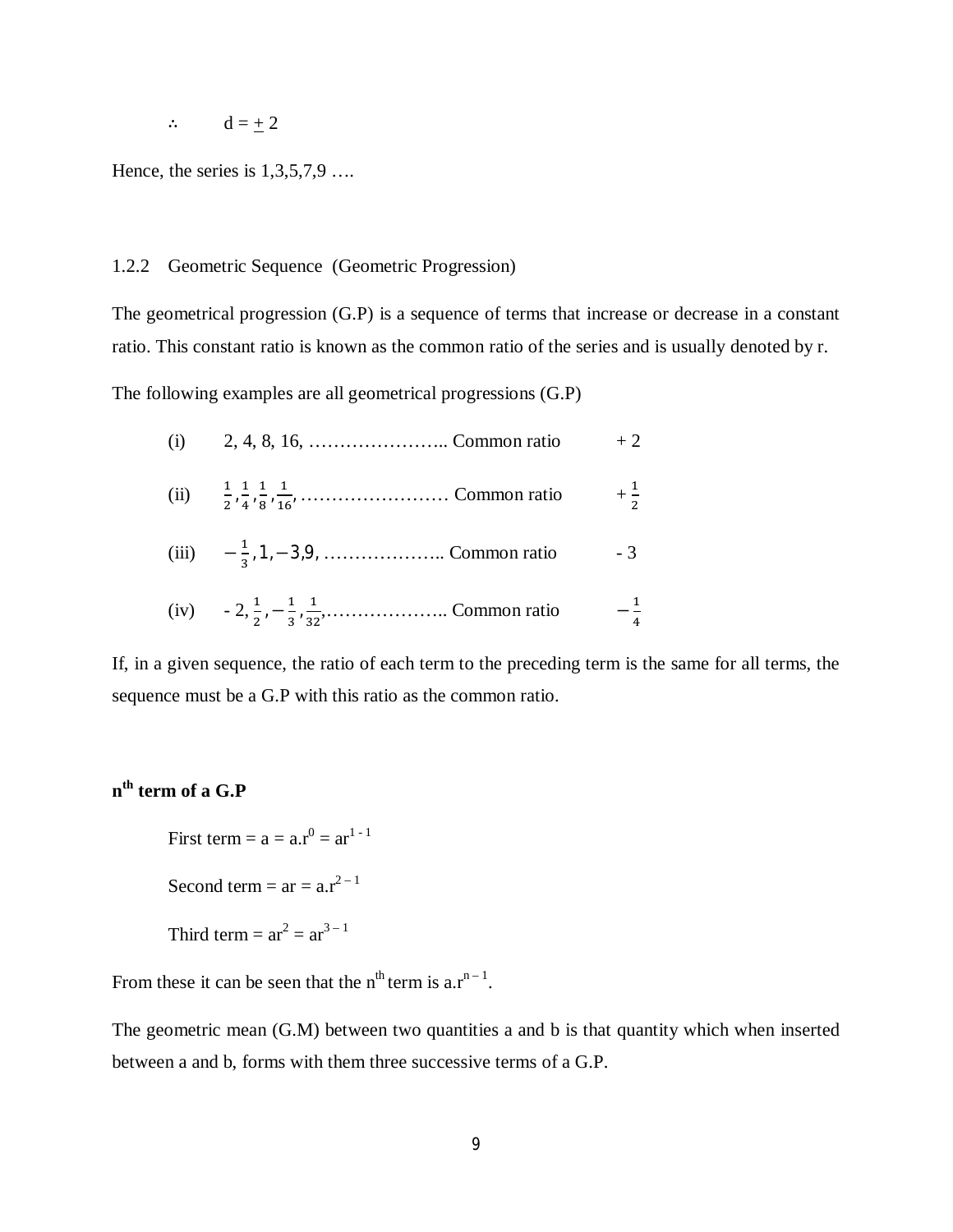$\therefore \quad d = \pm 2$

Hence, the series is 1,3,5,7,9 ….

### 1.2.2 Geometric Sequence (Geometric Progression)

The geometrical progression (G.P) is a sequence of terms that increase or decrease in a constant ratio. This constant ratio is known as the common ratio of the series and is usually denoted by r.

The following examples are all geometrical progressions (G.P)

(i) 2, 4, 8, 16, ………………….. Common ratio $+2$

(ii) $\frac{1}{2}, \frac{1}{4}, \frac{1}{8}, \frac{1}{16}$, …………………… Common ratio $+\frac{1}{2}$

(iii) $-\frac{1}{3}, 1, -3, 9$, ……………….. Common ratio $-3$

(iv) $-2, \frac{1}{2}, -\frac{1}{3}, \frac{1}{32}$,……………….. Common ratio $-\frac{1}{4}$

If, in a given sequence, the ratio of each term to the preceding term is the same for all terms, the sequence must be a G.P with this ratio as the common ratio.

**$n^{th}$ term of a G.P**

First term $= a = a.r^0 = ar^{1-1}$

Second term $= ar = a.r^{2-1}$

Third term $= ar^2 = ar^{3-1}$

From these it can be seen that the $n^{th}$ term is $a.r^{n-1}$.

The geometric mean (G.M) between two quantities a and b is that quantity which when inserted between a and b, forms with them three successive terms of a G.P.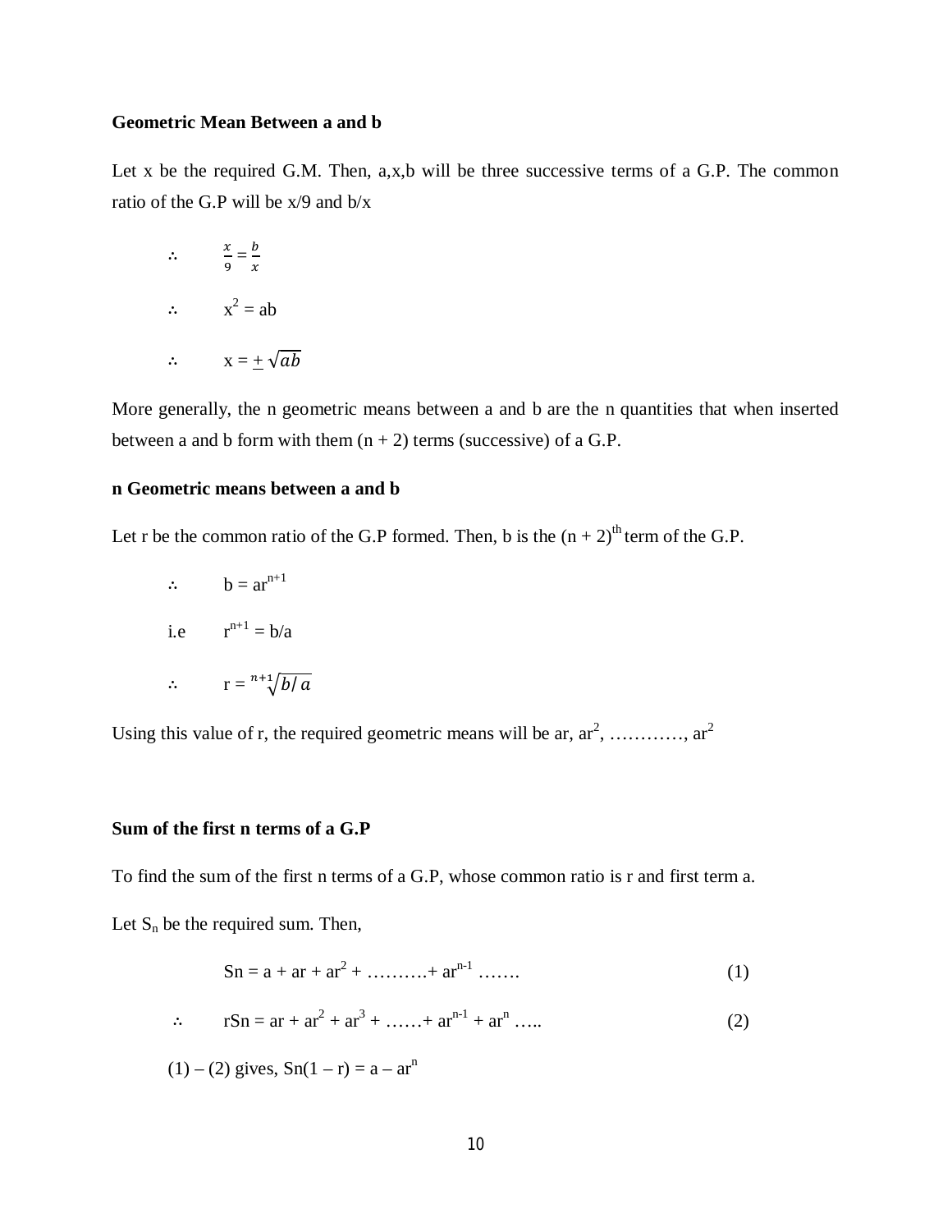### Geometric Mean Between a and b

Let x be the required G.M. Then, a,x,b will be three successive terms of a G.P. The common ratio of the G.P will be x/9 and b/x

$$\therefore \qquad \frac{x}{9} = \frac{b}{x}$$

$$\therefore \qquad x^2 = ab$$

$$\therefore \qquad x = \underline{+}\,\sqrt{ab}$$

More generally, the n geometric means between a and b are the n quantities that when inserted between a and b form with them (n + 2) terms (successive) of a G.P.

### n Geometric means between a and b

Let r be the common ratio of the G.P formed. Then, b is the $(n + 2)^{th}$ term of the G.P.

$$\therefore \qquad b = ar^{n+1}$$

$$\text{i.e} \qquad r^{n+1} = b/a$$

$$\therefore \qquad r = \sqrt[n+1]{b/\,a}$$

Using this value of r, the required geometric means will be ar, $ar^2$, …………, $ar^2$

### Sum of the first n terms of a G.P

To find the sum of the first n terms of a G.P, whose common ratio is r and first term a.

Let $S_n$ be the required sum. Then,

$$Sn = a + ar + ar^2 + \ldots\ldots\ldots. + ar^{n-1} \ldots\ldots. \qquad (1)$$

$$\therefore \qquad rSn = ar + ar^2 + ar^3 + \ldots\ldots + ar^{n-1} + ar^n \ldots.. \qquad (2)$$

(1) – (2) gives, $Sn(1 – r) = a – ar^n$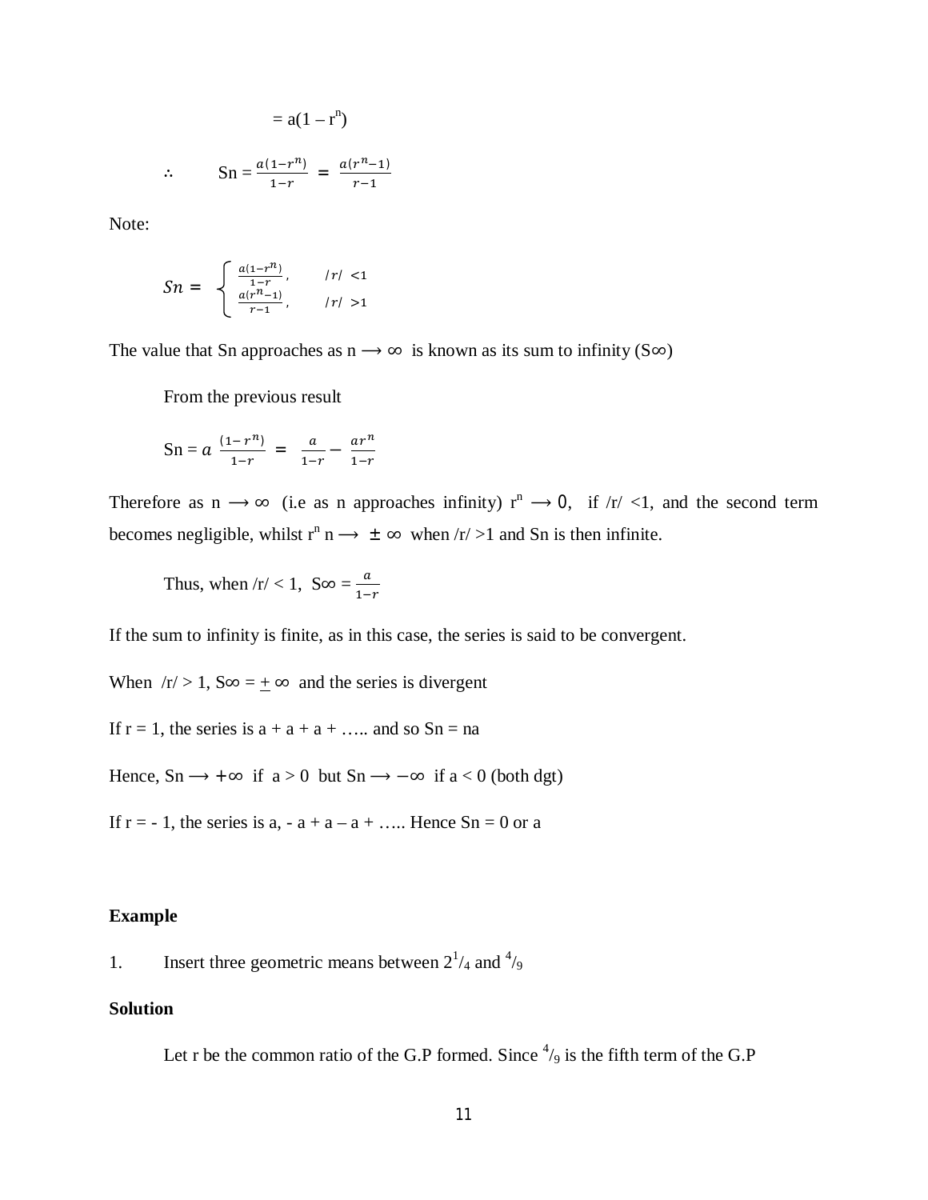$$= a(1 - r^n)$$

$$\therefore \qquad Sn = \frac{a(1-r^n)}{1-r} = \frac{a(r^n-1)}{r-1}$$

Note:

$$Sn = \begin{cases} \frac{a(1-r^n)}{1-r}, & /r/ < 1 \\ \frac{a(r^n-1)}{r-1}, & /r/ > 1 \end{cases}$$

The value that Sn approaches as $n \longrightarrow \infty$ is known as its sum to infinity ($S\infty$)

From the previous result

$$Sn = a\,\frac{(1-r^n)}{1-r} = \frac{a}{1-r} - \frac{ar^n}{1-r}$$

Therefore as $n \longrightarrow \infty$ (i.e as n approaches infinity) $r^n \longrightarrow 0$, if $/r/ < 1$, and the second term becomes negligible, whilst $r^n\, n \longrightarrow \pm\infty$ when $/r/ > 1$ and Sn is then infinite.

Thus, when $/r/ < 1$, $S\infty = \frac{a}{1-r}$

If the sum to infinity is finite, as in this case, the series is said to be convergent.

When $/r/ > 1$, $S\infty = \pm\infty$ and the series is divergent

If $r = 1$, the series is $a + a + a + \ldots..$ and so $Sn = na$

Hence, $Sn \longrightarrow +\infty$ if $a > 0$ but $Sn \longrightarrow -\infty$ if $a < 0$ (both dgt)

If $r = -1$, the series is $a, -a + a - a + \ldots..$ Hence $Sn = 0$ or $a$

**Example**

1. Insert three geometric means between $2\frac{1}{4}$ and $\frac{4}{9}$

**Solution**

Let r be the common ratio of the G.P formed. Since $\frac{4}{9}$ is the fifth term of the G.P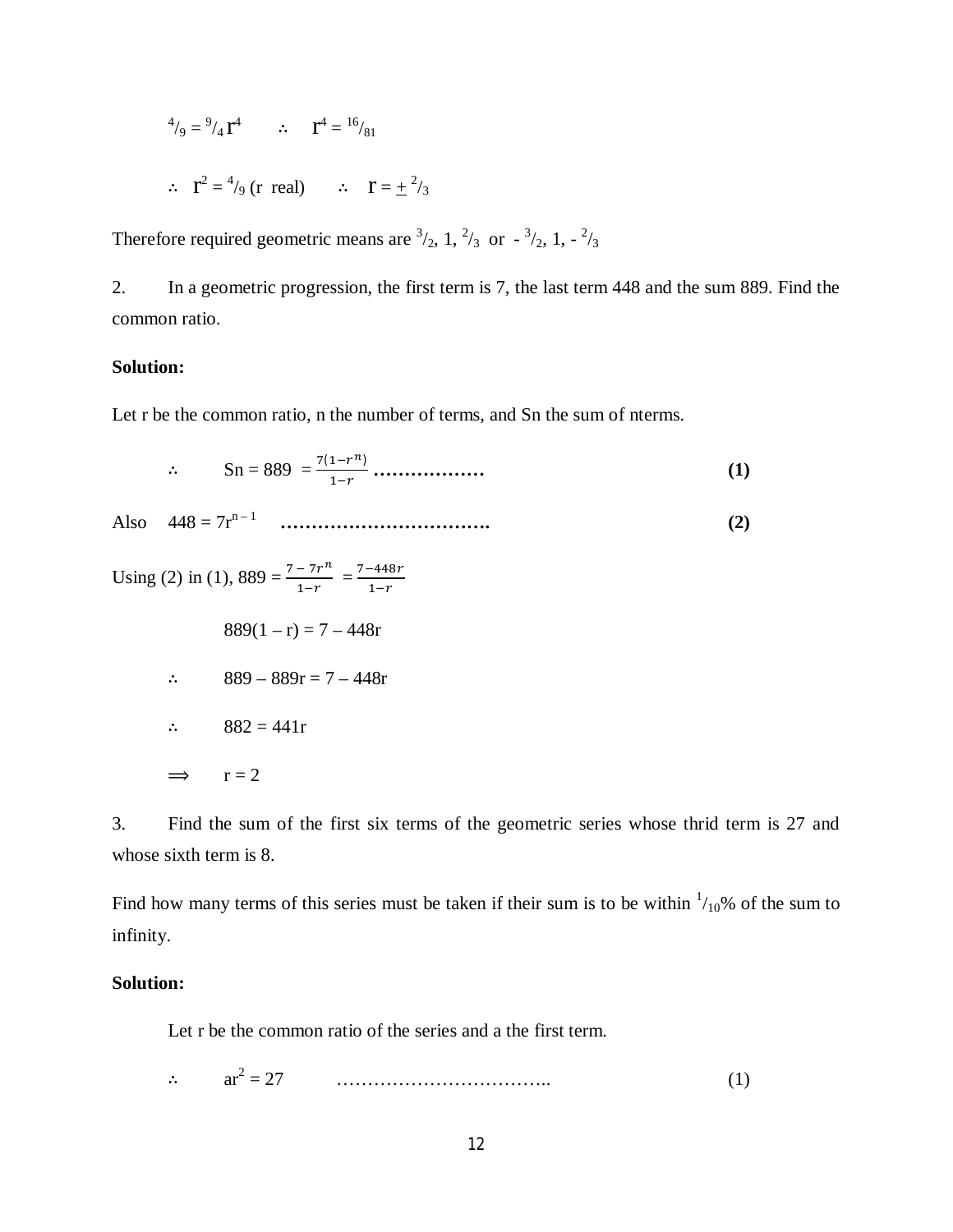$^4/_9 = {}^9/_4\, r^4 \qquad \therefore \quad r^4 = {}^{16}/_{81}$

$\therefore \quad r^2 = {}^4/_9$ (r real) $\qquad \therefore \quad r = \pm\, {}^2/_3$

Therefore required geometric means are $^3/_2$, 1, $^2/_3$ or $-\,^3/_2$, 1, $-\,^2/_3$

2. In a geometric progression, the first term is 7, the last term 448 and the sum 889. Find the common ratio.

**Solution:**

Let r be the common ratio, n the number of terms, and Sn the sum of nterms.

$$\therefore \quad S_n = 889 = \frac{7(1-r^n)}{1-r} \text{ ………………} \qquad \textbf{(1)}$$

$$\text{Also} \quad 448 = 7r^{n-1} \text{ …………………………….} \qquad \textbf{(2)}$$

Using (2) in (1), $889 = \frac{7 - 7r^n}{1-r} = \frac{7-448r}{1-r}$

$$889(1 - r) = 7 - 448r$$

$$\therefore \quad 889 - 889r = 7 - 448r$$

$$\therefore \quad 882 = 441r$$

$$\Longrightarrow \quad r = 2$$

3. Find the sum of the first six terms of the geometric series whose thrid term is 27 and whose sixth term is 8.

Find how many terms of this series must be taken if their sum is to be within $^1/_{10}$% of the sum to infinity.

**Solution:**

Let r be the common ratio of the series and a the first term.

$$\therefore \quad ar^2 = 27 \quad \text{……………………………..} \qquad (1)$$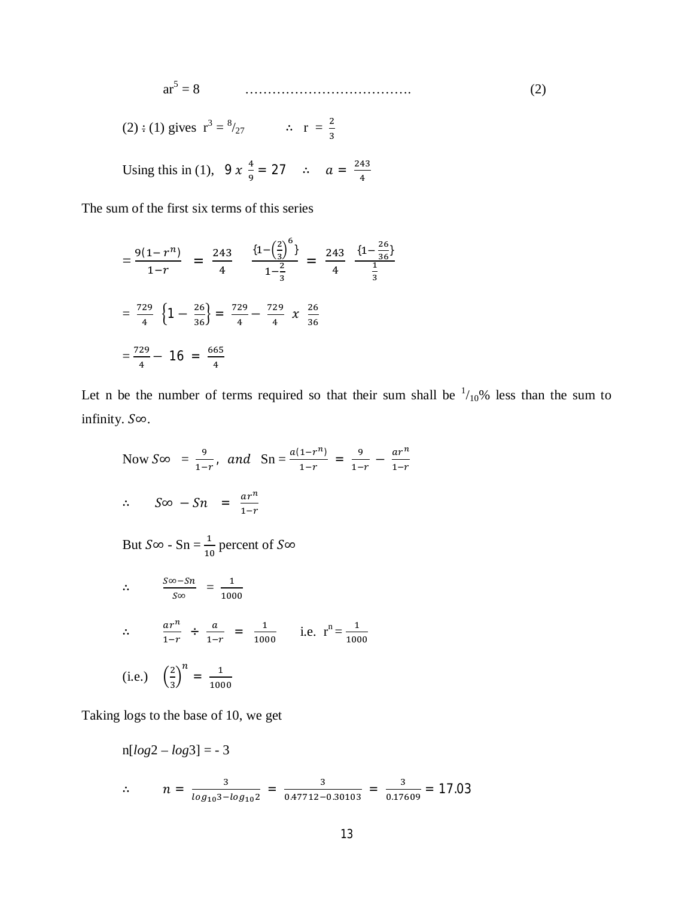$ar^5 = 8$ ………………………………. (2)

(2) ÷ (1) gives $r^3 = {}^8/_{27}$ $\quad\therefore\quad r = \frac{2}{3}$

Using this in (1), $9\ x\ \frac{4}{9} = 27 \quad \therefore \quad a = \frac{243}{4}$

The sum of the first six terms of this series

$$= \frac{9(1-r^n)}{1-r} = \frac{243}{4} \quad \frac{\{1-\left(\frac{2}{3}\right)^6\}}{1-\frac{2}{3}} = \frac{243}{4} \quad \frac{\{1-\frac{26}{36}\}}{\frac{1}{3}}$$

$$= \frac{729}{4} \left\{1 - \frac{26}{36}\right\} = \frac{729}{4} - \frac{729}{4}\ x\ \frac{26}{36}$$

$$= \frac{729}{4} - 16 = \frac{665}{4}$$

Let n be the number of terms required so that their sum shall be ${}^1/_{10}$% less than the sum to infinity. $S\infty$.

$$\text{Now } S\infty = \frac{9}{1-r},\ and \quad \text{Sn} = \frac{a(1-r^n)}{1-r} = \frac{9}{1-r} - \frac{ar^n}{1-r}$$

$$\therefore \quad S\infty - Sn = \frac{ar^n}{1-r}$$

But $S\infty$ - Sn = $\frac{1}{10}$ percent of $S\infty$

$$\therefore \quad \frac{S\infty - Sn}{S\infty} = \frac{1}{1000}$$

$$\therefore \quad \frac{ar^n}{1-r} \div \frac{a}{1-r} = \frac{1}{1000} \quad \text{i.e. } r^n = \frac{1}{1000}$$

$$\text{(i.e.)} \quad \left(\frac{2}{3}\right)^n = \frac{1}{1000}$$

Taking logs to the base of 10, we get

$$n[log2 - log3] = -3$$

$$\therefore \quad n = \frac{3}{log_{10}3 - log_{10}2} = \frac{3}{0.47712 - 0.30103} = \frac{3}{0.17609} = 17.03$$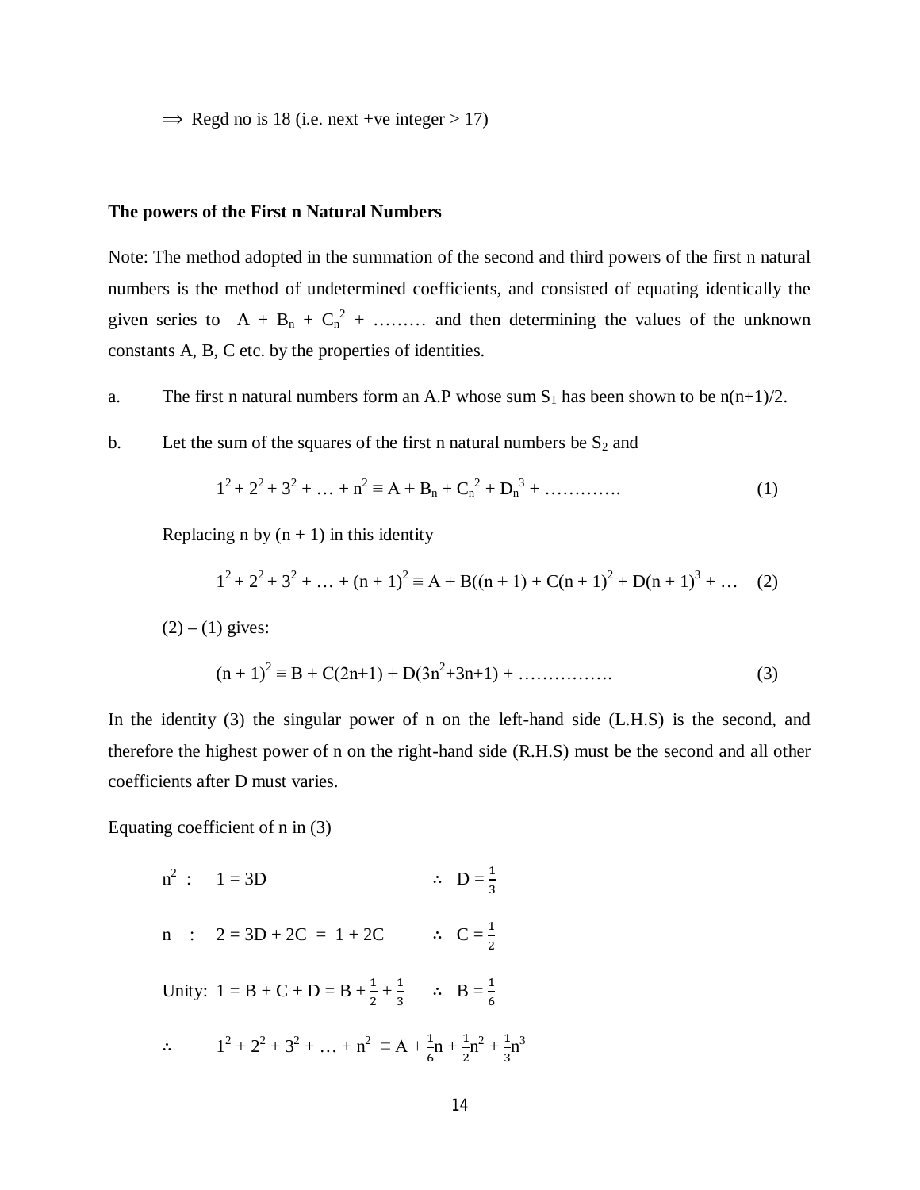$\Longrightarrow$ Regd no is 18 (i.e. next +ve integer > 17)

**The powers of the First n Natural Numbers**

Note: The method adopted in the summation of the second and third powers of the first n natural numbers is the method of undetermined coefficients, and consisted of equating identically the given series to $A + B_n + C_n^2 + \ldots\ldots\ldots$ and then determining the values of the unknown constants A, B, C etc. by the properties of identities.

a. The first n natural numbers form an A.P whose sum $S_1$ has been shown to be $n(n+1)/2$.

b. Let the sum of the squares of the first n natural numbers be $S_2$ and

$$1^2 + 2^2 + 3^2 + \ldots + n^2 \equiv A + B_n + C_n^2 + D_n^3 + \ldots\ldots\ldots\ldots \quad (1)$$

Replacing n by $(n + 1)$ in this identity

$$1^2 + 2^2 + 3^2 + \ldots + (n + 1)^2 \equiv A + B((n + 1) + C(n + 1)^2 + D(n + 1)^3 + \ldots \quad (2)$$

$(2) - (1)$ gives:

$$(n + 1)^2 \equiv B + C(2n+1) + D(3n^2+3n+1) + \ldots\ldots\ldots\ldots\ldots\ldots \quad (3)$$

In the identity (3) the singular power of n on the left-hand side (L.H.S) is the second, and therefore the highest power of n on the right-hand side (R.H.S) must be the second and all other coefficients after D must varies.

Equating coefficient of n in (3)

$n^2$ : $\quad 1 = 3D \qquad \therefore\ D = \frac{1}{3}$

$n$ : $\quad 2 = 3D + 2C = 1 + 2C \qquad \therefore\ C = \frac{1}{2}$

Unity: $\ 1 = B + C + D = B + \frac{1}{2} + \frac{1}{3} \qquad \therefore\ B = \frac{1}{6}$

$\therefore \qquad 1^2 + 2^2 + 3^2 + \ldots + n^2 \equiv A + \frac{1}{6}n + \frac{1}{2}n^2 + \frac{1}{3}n^3$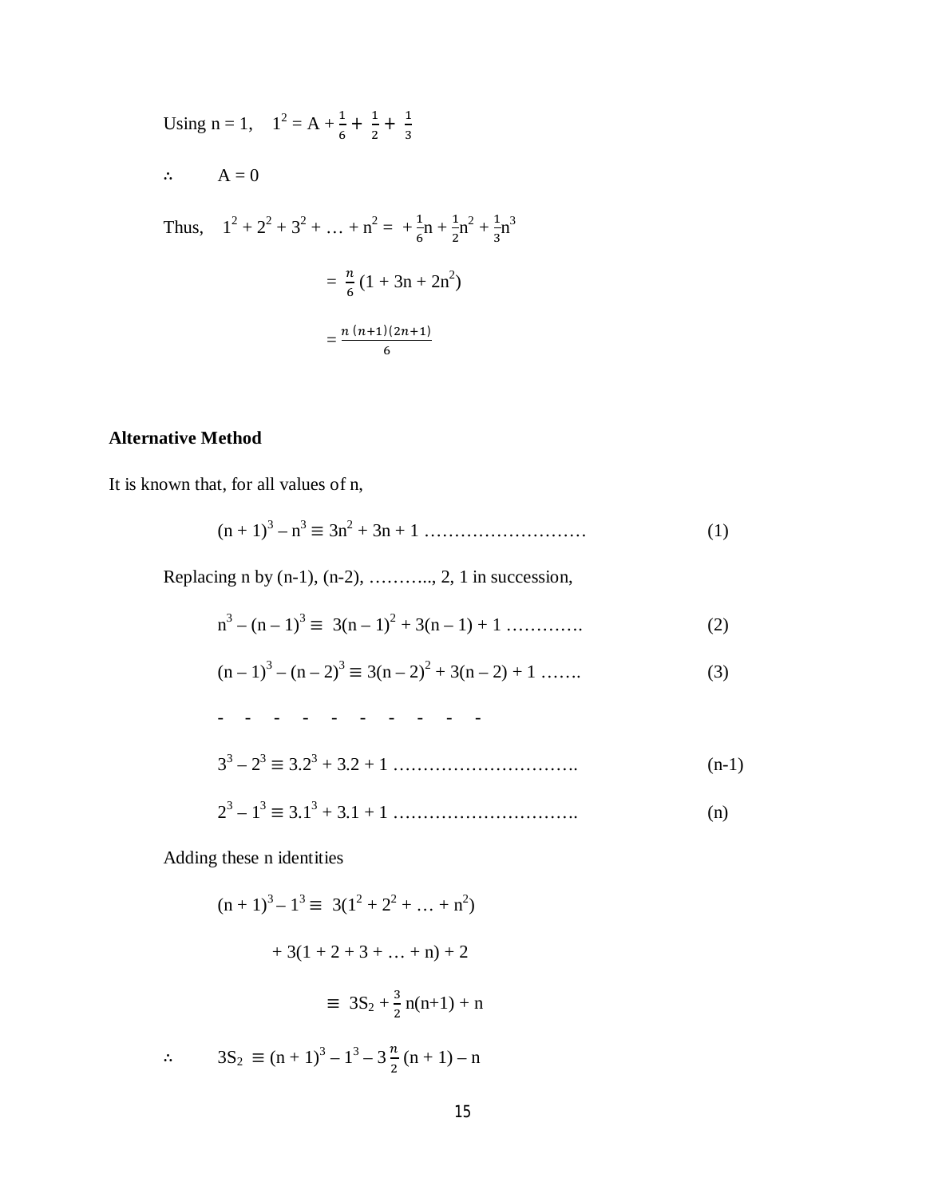Using n = 1, $\quad 1^2 = A + \frac{1}{6} + \frac{1}{2} + \frac{1}{3}$

$\therefore \quad A = 0$

Thus, $\quad 1^2 + 2^2 + 3^2 + \ldots + n^2 = +\frac{1}{6}n + \frac{1}{2}n^2 + \frac{1}{3}n^3$

$$= \frac{n}{6}(1 + 3n + 2n^2)$$

$$= \frac{n\,(n+1)(2n+1)}{6}$$

**Alternative Method**

It is known that, for all values of n,

$$(n+1)^3 - n^3 \equiv 3n^2 + 3n + 1 \ldots\ldots\ldots\ldots\ldots\ldots \quad (1)$$

Replacing n by (n-1), (n-2), ……….., 2, 1 in succession,

$$n^3 - (n-1)^3 \equiv 3(n-1)^2 + 3(n-1) + 1 \ldots\ldots\ldots\ldots \quad (2)$$

$$(n-1)^3 - (n-2)^3 \equiv 3(n-2)^2 + 3(n-2) + 1 \ldots\ldots. \quad (3)$$

- - - - - - - - - -

$$3^3 - 2^3 \equiv 3.2^3 + 3.2 + 1 \ldots\ldots\ldots\ldots\ldots\ldots \quad (n-1)$$

$$2^3 - 1^3 \equiv 3.1^3 + 3.1 + 1 \ldots\ldots\ldots\ldots\ldots\ldots \quad (n)$$

Adding these n identities

$$(n+1)^3 - 1^3 \equiv 3(1^2 + 2^2 + \ldots + n^2)$$

$$+ 3(1 + 2 + 3 + \ldots + n) + 2$$

$$\equiv 3S_2 + \frac{3}{2}n(n+1) + n$$

$$\therefore \quad 3S_2 \equiv (n+1)^3 - 1^3 - 3\frac{n}{2}(n+1) - n$$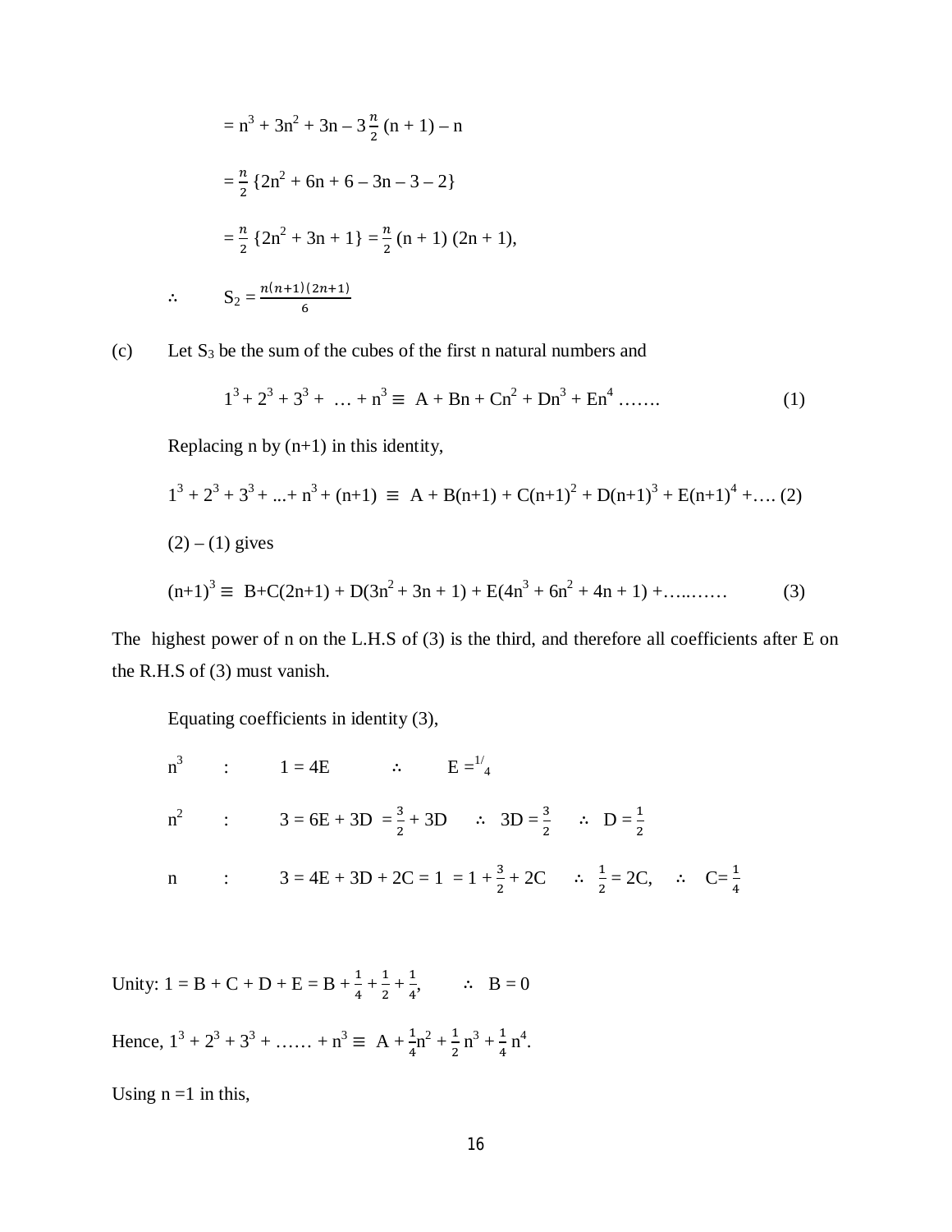$$= n^3 + 3n^2 + 3n – 3\frac{n}{2}(n + 1) – n$$

$$= \frac{n}{2}\{2n^2 + 6n + 6 – 3n – 3 – 2\}$$

$$= \frac{n}{2}\{2n^2 + 3n + 1\} = \frac{n}{2}(n + 1)(2n + 1),$$

$$\therefore \quad S_2 = \frac{n(n+1)(2n+1)}{6}$$

(c) Let $S_3$ be the sum of the cubes of the first n natural numbers and

$$1^3 + 2^3 + 3^3 + \ \ldots + n^3 \equiv A + Bn + Cn^2 + Dn^3 + En^4 \ \ldots\ldots \qquad (1)$$

Replacing n by (n+1) in this identity,

$$1^3 + 2^3 + 3^3 + \ldots + n^3 + (n+1) \equiv A + B(n+1) + C(n+1)^2 + D(n+1)^3 + E(n+1)^4 + \ldots . \ (2)$$

(2) – (1) gives

$$(n+1)^3 \equiv B+C(2n+1) + D(3n^2 + 3n + 1) + E(4n^3 + 6n^2 + 4n + 1) + \ldots\ldots\ldots \qquad (3)$$

The highest power of n on the L.H.S of (3) is the third, and therefore all coefficients after E on the R.H.S of (3) must vanish.

Equating coefficients in identity (3),

$n^3$ : $1 = 4E$ $\quad\therefore\quad E = {}^{1}/_{4}$

$n^2$ : $3 = 6E + 3D = \frac{3}{2} + 3D$ $\quad\therefore\quad 3D = \frac{3}{2}$ $\quad\therefore\quad D = \frac{1}{2}$

$n$ : $3 = 4E + 3D + 2C = 1 = 1 + \frac{3}{2} + 2C$ $\quad\therefore\quad \frac{1}{2} = 2C,$ $\quad\therefore\quad C= \frac{1}{4}$

Unity: $1 = B + C + D + E = B + \frac{1}{4} + \frac{1}{2} + \frac{1}{4},$ $\quad\therefore\quad B = 0$

Hence, $1^3 + 2^3 + 3^3 + \ldots\ldots + n^3 \equiv A + \frac{1}{4}n^2 + \frac{1}{2}n^3 + \frac{1}{4}n^4.$

Using n =1 in this,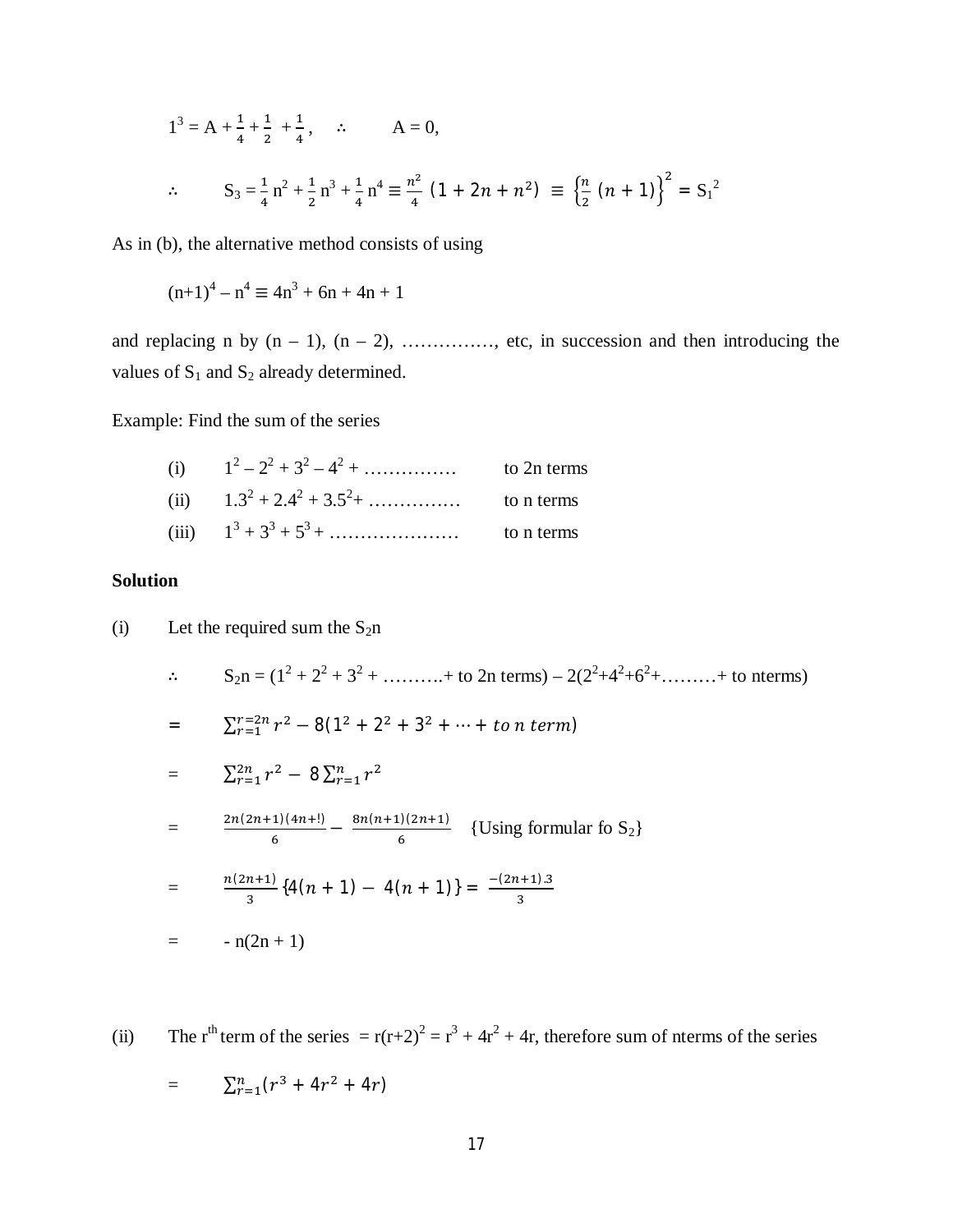$1^3 = A + \frac{1}{4} + \frac{1}{2} + \frac{1}{4}$, $\quad \therefore \quad A = 0$,

$$\therefore \quad S_3 = \frac{1}{4}n^2 + \frac{1}{2}n^3 + \frac{1}{4}n^4 \equiv \frac{n^2}{4}\ (1 + 2n + n^2)\ \equiv \left\{\frac{n}{2}\ (n+1)\right\}^2 = S_1^{\ 2}$$

As in (b), the alternative method consists of using

$$(n+1)^4 - n^4 \equiv 4n^3 + 6n + 4n + 1$$

and replacing n by (n – 1), (n – 2), ……………, etc, in succession and then introducing the values of $S_1$ and $S_2$ already determined.

Example: Find the sum of the series

(i) $1^2 - 2^2 + 3^2 - 4^2 + \ldots\ldots\ldots\ldots\ldots$ to 2n terms

(ii) $1.3^2 + 2.4^2 + 3.5^2 + \ldots\ldots\ldots\ldots\ldots$ to n terms

(iii) $1^3 + 3^3 + 5^3 + \ldots\ldots\ldots\ldots\ldots\ldots\ldots$ to n terms

**Solution**

(i) Let the required sum the $S_2n$

$$\therefore \quad S_2n = (1^2 + 2^2 + 3^2 + \ldots\ldots\ldots\ldots + \text{ to 2n terms}) - 2(2^2+4^2+6^2+\ldots\ldots\ldots+ \text{ to nterms})$$

$$= \quad \sum_{r=1}^{r=2n} r^2 - 8(1^2 + 2^2 + 3^2 + \cdots + to\ n\ term)$$

$$= \quad \sum_{r=1}^{2n} r^2 - 8\sum_{r=1}^{n} r^2$$

$$= \quad \frac{2n(2n+1)(4n+!)}{6} - \frac{8n(n+1)(2n+1)}{6} \quad \text{\{Using formular fo } S_2\text{\}}$$

$$= \quad \frac{n(2n+1)}{3}\{4(n+1) - 4(n+1)\} = \frac{-(2n+1).3}{3}$$

$$= \quad -\ n(2n+1)$$

(ii) The $r^{th}$ term of the series $= r(r+2)^2 = r^3 + 4r^2 + 4r$, therefore sum of nterms of the series

$$= \quad \sum_{r=1}^{n}(r^3 + 4r^2 + 4r)$$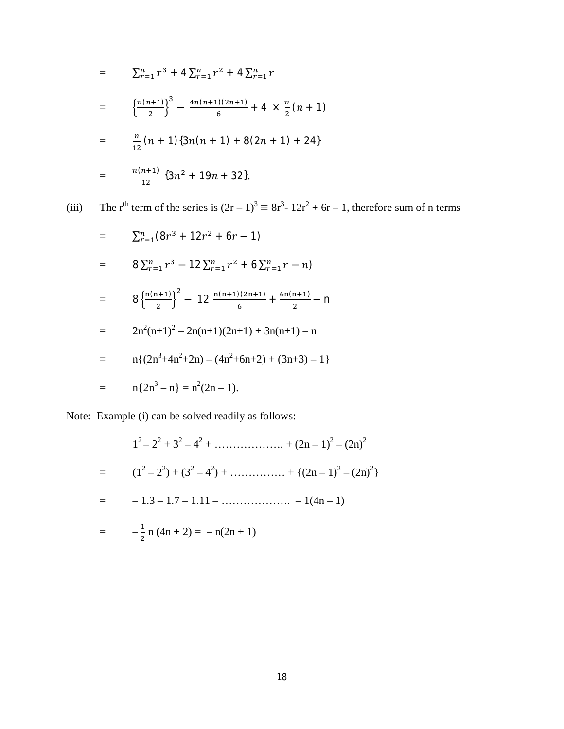$$= \quad \sum_{r=1}^{n} r^3 + 4\sum_{r=1}^{n} r^2 + 4\sum_{r=1}^{n} r$$

$$= \quad \left\{\frac{n(n+1)}{2}\right\}^3 - \frac{4n(n+1)(2n+1)}{6} + 4 \times \frac{n}{2}(n+1)$$

$$= \quad \frac{n}{12}(n+1)\{3n(n+1) + 8(2n+1) + 24\}$$

$$= \quad \frac{n(n+1)}{12}\ \{3n^2 + 19n + 32\}.$$

(iii) The $r^{th}$ term of the series is $(2r - 1)^3 \equiv 8r^3 - 12r^2 + 6r - 1$, therefore sum of n terms

$$= \quad \sum_{r=1}^{n}(8r^3 + 12r^2 + 6r - 1)$$

$$= \quad 8\sum_{r=1}^{n} r^3 - 12\sum_{r=1}^{n} r^2 + 6\sum_{r=1}^{n} r - n)$$

$$= \quad 8\left\{\frac{n(n+1)}{2}\right\}^2 - 12\ \frac{n(n+1)(2n+1)}{6} + \frac{6n(n+1)}{2} - n$$

$$= \quad 2n^2(n+1)^2 - 2n(n+1)(2n+1) + 3n(n+1) - n$$

$$= \quad n\{(2n^3+4n^2+2n) - (4n^2+6n+2) + (3n+3) - 1\}$$

$$= \quad n\{2n^3 - n\} = n^2(2n - 1).$$

Note: Example (i) can be solved readily as follows:

$$1^2 - 2^2 + 3^2 - 4^2 + \ldots\ldots\ldots\ldots\ldots\ldots + (2n-1)^2 - (2n)^2$$

$$= \quad (1^2 - 2^2) + (3^2 - 4^2) + \ldots\ldots\ldots\ldots\ldots + \{(2n-1)^2 - (2n)^2\}$$

$$= \quad -1.3 - 1.7 - 1.11 - \ldots\ldots\ldots\ldots\ldots\ldots - 1(4n - 1)$$

$$= \quad -\frac{1}{2}n(4n + 2) = -n(2n + 1)$$